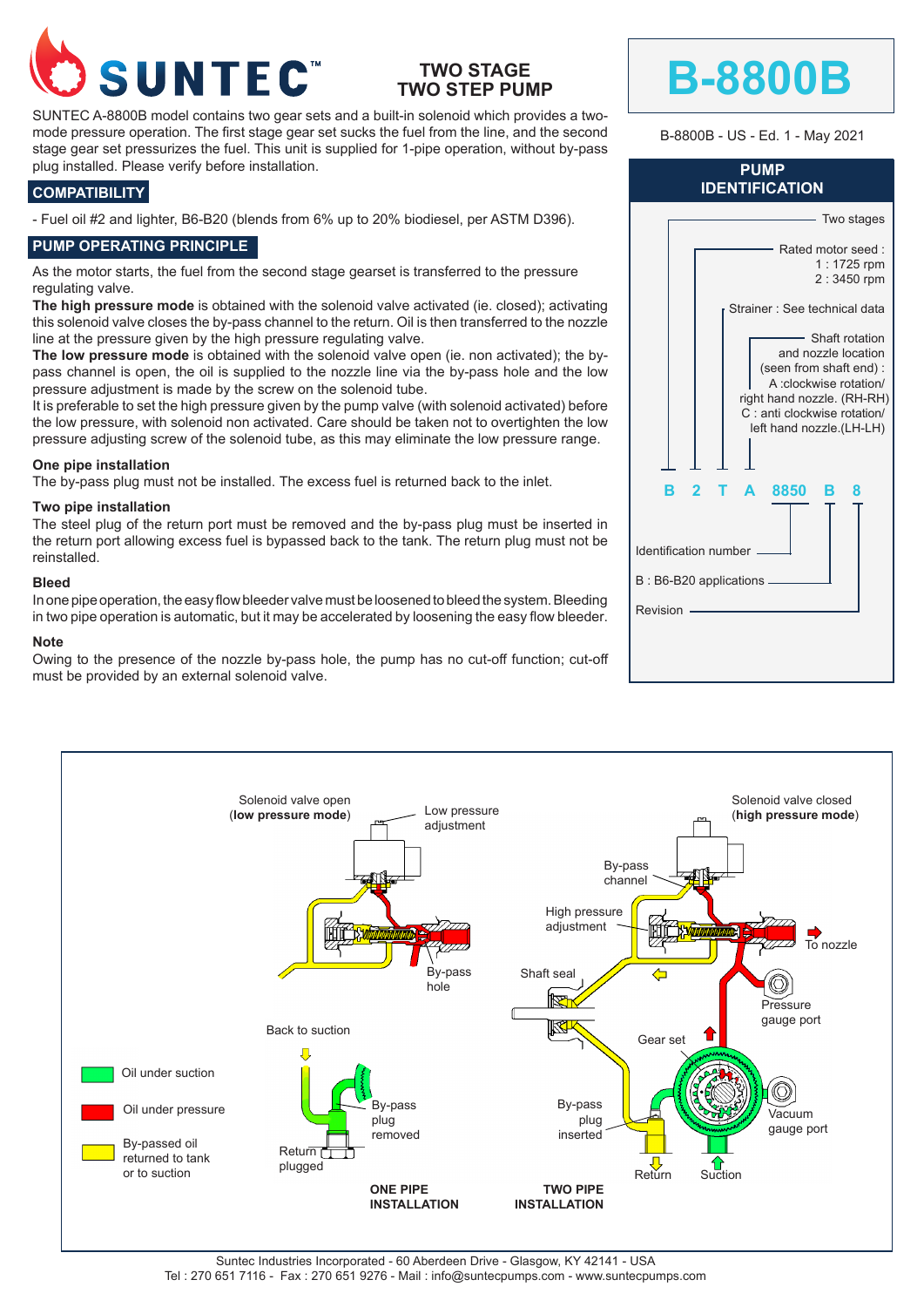# SUNTEC™

## TWO STAGE
## TWO STEP PUMP

# B-8800B

B-8800B - US - Ed. 1 - May 2021

SUNTEC A-8800B model contains two gear sets and a built-in solenoid which provides a two-mode pressure operation. The first stage gear set sucks the fuel from the line, and the second stage gear set pressurizes the fuel. This unit is supplied for 1-pipe operation, without by-pass plug installed. Please verify before installation.

## COMPATIBILITY

- Fuel oil #2 and lighter, B6-B20 (blends from 6% up to 20% biodiesel, per ASTM D396).

## PUMP OPERATING PRINCIPLE

As the motor starts, the fuel from the second stage gearset is transferred to the pressure regulating valve.

**The high pressure mode** is obtained with the solenoid valve activated (ie. closed); activating this solenoid valve closes the by-pass channel to the return. Oil is then transferred to the nozzle line at the pressure given by the high pressure regulating valve.

**The low pressure mode** is obtained with the solenoid valve open (ie. non activated); the by-pass channel is open, the oil is supplied to the nozzle line via the by-pass hole and the low pressure adjustment is made by the screw on the solenoid tube.

It is preferable to set the high pressure given by the pump valve (with solenoid activated) before the low pressure, with solenoid non activated. Care should be taken not to overtighten the low pressure adjusting screw of the solenoid tube, as this may eliminate the low pressure range.

### One pipe installation

The by-pass plug must not be installed. The excess fuel is returned back to the inlet.

### Two pipe installation

The steel plug of the return port must be removed and the by-pass plug must be inserted in the return port allowing excess fuel is bypassed back to the tank. The return plug must not be reinstalled.

### Bleed

In one pipe operation, the easy flow bleeder valve must be loosened to bleed the system. Bleeding in two pipe operation is automatic, but it may be accelerated by loosening the easy flow bleeder.

### Note

Owing to the presence of the nozzle by-pass hole, the pump has no cut-off function; cut-off must be provided by an external solenoid valve.

## PUMP IDENTIFICATION

**B 2 T A 8850 B 8**

- B: Two stages
- 2: Rated motor seed : 1 : 1725 rpm; 2 : 3450 rpm
- T: Strainer : See technical data
- A: Shaft rotation and nozzle location (seen from shaft end) : A :clockwise rotation/ right hand nozzle. (RH-RH); C : anti clockwise rotation/ left hand nozzle.(LH-LH)
- 8850: Identification number
- B: B : B6-B20 applications
- 8: Revision

Solenoid valve open (**low pressure mode**) — Low pressure adjustment — By-pass hole

Solenoid valve closed (**high pressure mode**) — By-pass channel — High pressure adjustment — To nozzle — Shaft seal — Pressure gauge port — Gear set — Vacuum gauge port — Return — Suction

Back to suction — By-pass plug removed — Return plugged — By-pass plug inserted

- Oil under suction
- Oil under pressure
- By-passed oil returned to tank or to suction

**ONE PIPE INSTALLATION** **TWO PIPE INSTALLATION**

Suntec Industries Incorporated - 60 Aberdeen Drive - Glasgow, KY 42141 - USA
Tel : 270 651 7116 - Fax : 270 651 9276 - Mail : info@suntecpumps.com - www.suntecpumps.com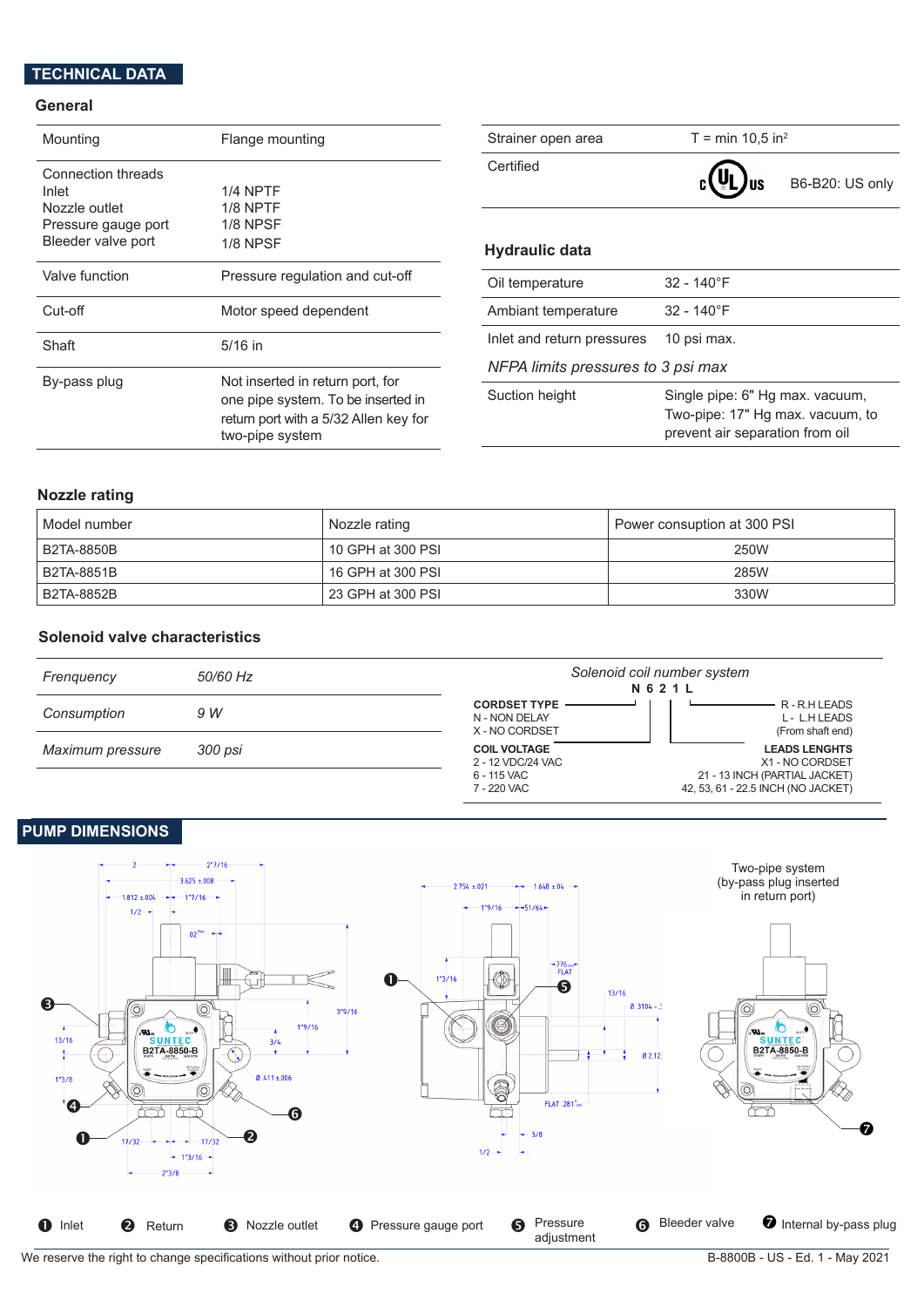## TECHNICAL DATA

### General

| | |
|---|---|
| Mounting | Flange mounting |
| Connection threads<br>Inlet<br>Nozzle outlet<br>Pressure gauge port<br>Bleeder valve port | <br>1/4 NPTF<br>1/8 NPTF<br>1/8 NPSF<br>1/8 NPSF |
| Valve function | Pressure regulation and cut-off |
| Cut-off | Motor speed dependent |
| Shaft | 5/16 in |
| By-pass plug | Not inserted in return port, for one pipe system. To be inserted in return port with a 5/32 Allen key for two-pipe system |

| | |
|---|---|
| Strainer open area | T = min 10,5 in² |
| Certified | cULus B6-B20: US only |

### Hydraulic data

| | |
|---|---|
| Oil temperature | 32 - 140°F |
| Ambiant temperature | 32 - 140°F |
| Inlet and return pressures | 10 psi max. |
| *NFPA limits pressures to 3 psi max* | |
| Suction height | Single pipe: 6" Hg max. vacuum, Two-pipe: 17" Hg max. vacuum, to prevent air separation from oil |

### Nozzle rating

| Model number | Nozzle rating | Power consuption at 300 PSI |
|---|---|---|
| B2TA-8850B | 10 GPH at 300 PSI | 250W |
| B2TA-8851B | 16 GPH at 300 PSI | 285W |
| B2TA-8852B | 23 GPH at 300 PSI | 330W |

### Solenoid valve characteristics

| | |
|---|---|
| *Frenquency* | *50/60 Hz* |
| *Consumption* | *9 W* |
| *Maximum pressure* | *300 psi* |

*Solenoid coil number system*

**N 6 2 1 L**

**CORDSET TYPE**
N - NON DELAY
X - NO CORDSET

**COIL VOLTAGE**
2 - 12 VDC/24 VAC
6 - 115 VAC
7 - 220 VAC

R - R.H LEADS
L - L.H LEADS
(From shaft end)

**LEADS LENGHTS**
X1 - NO CORDSET
21 - 13 INCH (PARTIAL JACKET)
42, 53, 61 - 22.5 INCH (NO JACKET)

## PUMP DIMENSIONS

Two-pipe system
(by-pass plug inserted
in return port)

❶ Inlet ❷ Return ❸ Nozzle outlet ❹ Pressure gauge port ❺ Pressure adjustment ❻ Bleeder valve ❼ Internal by-pass plug

We reserve the right to change specifications without prior notice.

B-8800B - US - Ed. 1 - May 2021